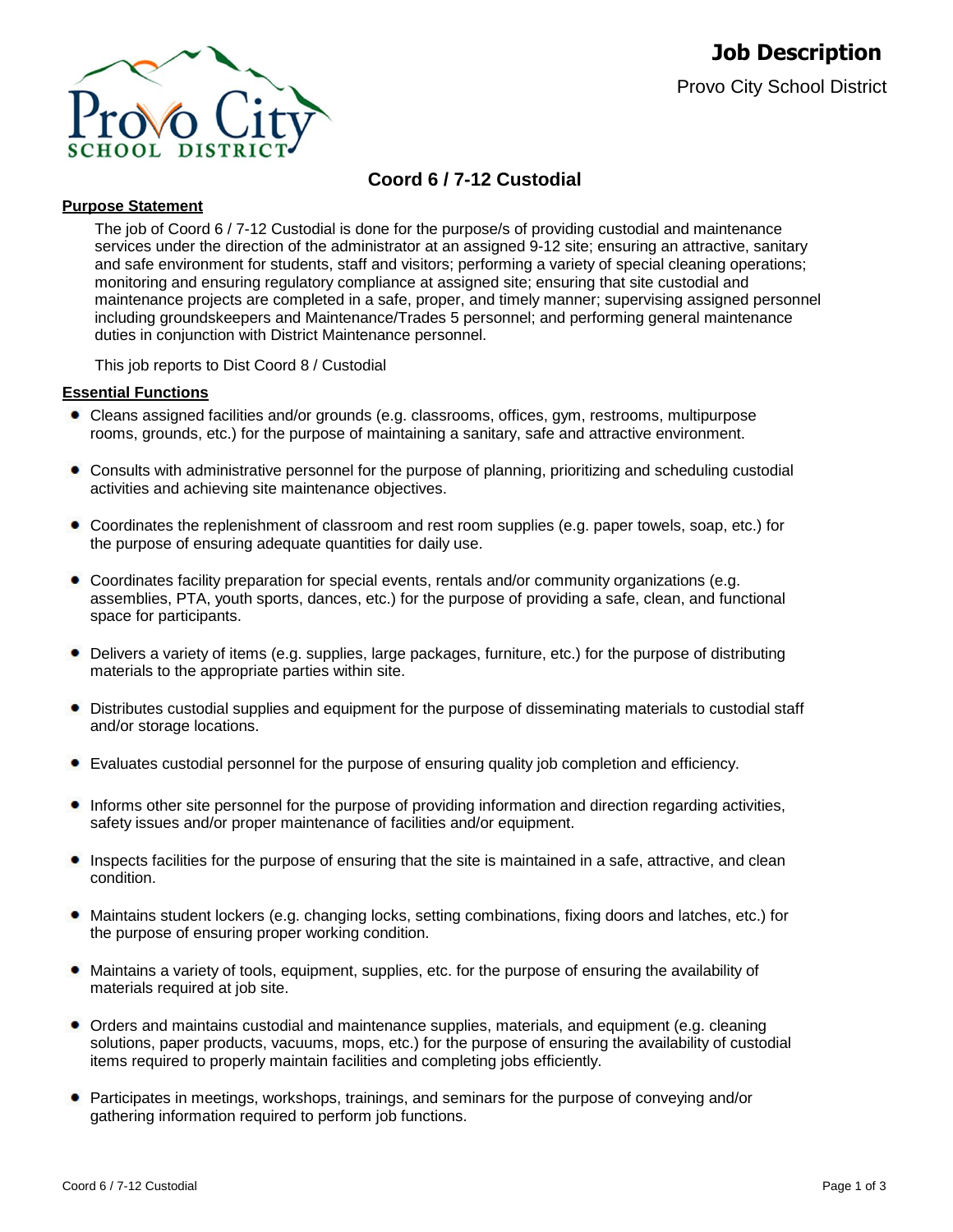# Job Description

Provo City School District

## Coord 6 / 7-12 Custodial

### Purpose Statement

The job of Coord 6 / 7-12 Custodial is done for the purpose/s of providing custodial and maintenance services under the direction of the administrator at an assigned 9-12 site; ensuring an attractive, sanitary and safe environment for students, staff and visitors; performing a variety of special cleaning operations; monitoring and ensuring regulatory compliance at assigned site; ensuring that site custodial and maintenance projects are completed in a safe, proper, and timely manner; supervising assigned personnel including groundskeepers and Maintenance/Trades 5 personnel; and performing general maintenance duties in conjunction with District Maintenance personnel.

This job reports to Dist Coord 8 / Custodial

### Essential Functions

- Cleans assigned facilities and/or grounds (e.g. classrooms, offices, gym, restrooms, multipurpose rooms, grounds, etc.) for the purpose of maintaining a sanitary, safe and attractive environment.
- Consults with administrative personnel for the purpose of planning, prioritizing and scheduling custodial activities and achieving site maintenance objectives.
- Coordinates the replenishment of classroom and rest room supplies (e.g. paper towels, soap, etc.) for the purpose of ensuring adequate quantities for daily use.
- Coordinates facility preparation for special events, rentals and/or community organizations (e.g. assemblies, PTA, youth sports, dances, etc.) for the purpose of providing a safe, clean, and functional space for participants.
- Delivers a variety of items (e.g. supplies, large packages, furniture, etc.) for the purpose of distributing materials to the appropriate parties within site.
- Distributes custodial supplies and equipment for the purpose of disseminating materials to custodial staff and/or storage locations.
- Evaluates custodial personnel for the purpose of ensuring quality job completion and efficiency.
- Informs other site personnel for the purpose of providing information and direction regarding activities, safety issues and/or proper maintenance of facilities and/or equipment.
- Inspects facilities for the purpose of ensuring that the site is maintained in a safe, attractive, and clean condition.
- Maintains student lockers (e.g. changing locks, setting combinations, fixing doors and latches, etc.) for the purpose of ensuring proper working condition.
- Maintains a variety of tools, equipment, supplies, etc. for the purpose of ensuring the availability of materials required at job site.
- Orders and maintains custodial and maintenance supplies, materials, and equipment (e.g. cleaning solutions, paper products, vacuums, mops, etc.) for the purpose of ensuring the availability of custodial items required to properly maintain facilities and completing jobs efficiently.
- Participates in meetings, workshops, trainings, and seminars for the purpose of conveying and/or gathering information required to perform job functions.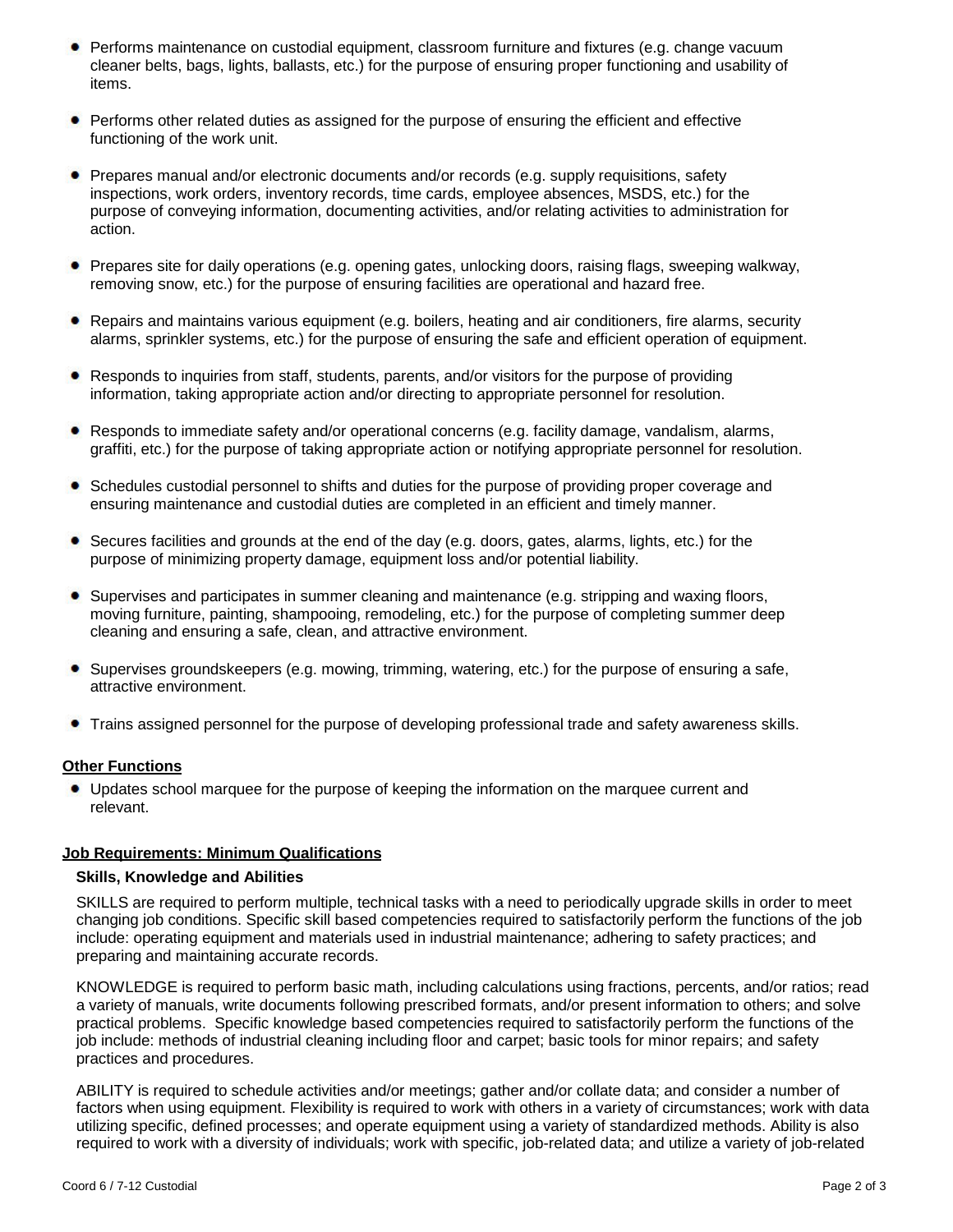- Performs maintenance on custodial equipment, classroom furniture and fixtures (e.g. change vacuum cleaner belts, bags, lights, ballasts, etc.) for the purpose of ensuring proper functioning and usability of items.

- Performs other related duties as assigned for the purpose of ensuring the efficient and effective functioning of the work unit.

- Prepares manual and/or electronic documents and/or records (e.g. supply requisitions, safety inspections, work orders, inventory records, time cards, employee absences, MSDS, etc.) for the purpose of conveying information, documenting activities, and/or relating activities to administration for action.

- Prepares site for daily operations (e.g. opening gates, unlocking doors, raising flags, sweeping walkway, removing snow, etc.) for the purpose of ensuring facilities are operational and hazard free.

- Repairs and maintains various equipment (e.g. boilers, heating and air conditioners, fire alarms, security alarms, sprinkler systems, etc.) for the purpose of ensuring the safe and efficient operation of equipment.

- Responds to inquiries from staff, students, parents, and/or visitors for the purpose of providing information, taking appropriate action and/or directing to appropriate personnel for resolution.

- Responds to immediate safety and/or operational concerns (e.g. facility damage, vandalism, alarms, graffiti, etc.) for the purpose of taking appropriate action or notifying appropriate personnel for resolution.

- Schedules custodial personnel to shifts and duties for the purpose of providing proper coverage and ensuring maintenance and custodial duties are completed in an efficient and timely manner.

- Secures facilities and grounds at the end of the day (e.g. doors, gates, alarms, lights, etc.) for the purpose of minimizing property damage, equipment loss and/or potential liability.

- Supervises and participates in summer cleaning and maintenance (e.g. stripping and waxing floors, moving furniture, painting, shampooing, remodeling, etc.) for the purpose of completing summer deep cleaning and ensuring a safe, clean, and attractive environment.

- Supervises groundskeepers (e.g. mowing, trimming, watering, etc.) for the purpose of ensuring a safe, attractive environment.

- Trains assigned personnel for the purpose of developing professional trade and safety awareness skills.

**Other Functions**

- Updates school marquee for the purpose of keeping the information on the marquee current and relevant.

**Job Requirements: Minimum Qualifications**

**Skills, Knowledge and Abilities**

SKILLS are required to perform multiple, technical tasks with a need to periodically upgrade skills in order to meet changing job conditions. Specific skill based competencies required to satisfactorily perform the functions of the job include: operating equipment and materials used in industrial maintenance; adhering to safety practices; and preparing and maintaining accurate records.

KNOWLEDGE is required to perform basic math, including calculations using fractions, percents, and/or ratios; read a variety of manuals, write documents following prescribed formats, and/or present information to others; and solve practical problems. Specific knowledge based competencies required to satisfactorily perform the functions of the job include: methods of industrial cleaning including floor and carpet; basic tools for minor repairs; and safety practices and procedures.

ABILITY is required to schedule activities and/or meetings; gather and/or collate data; and consider a number of factors when using equipment. Flexibility is required to work with others in a variety of circumstances; work with data utilizing specific, defined processes; and operate equipment using a variety of standardized methods. Ability is also required to work with a diversity of individuals; work with specific, job-related data; and utilize a variety of job-related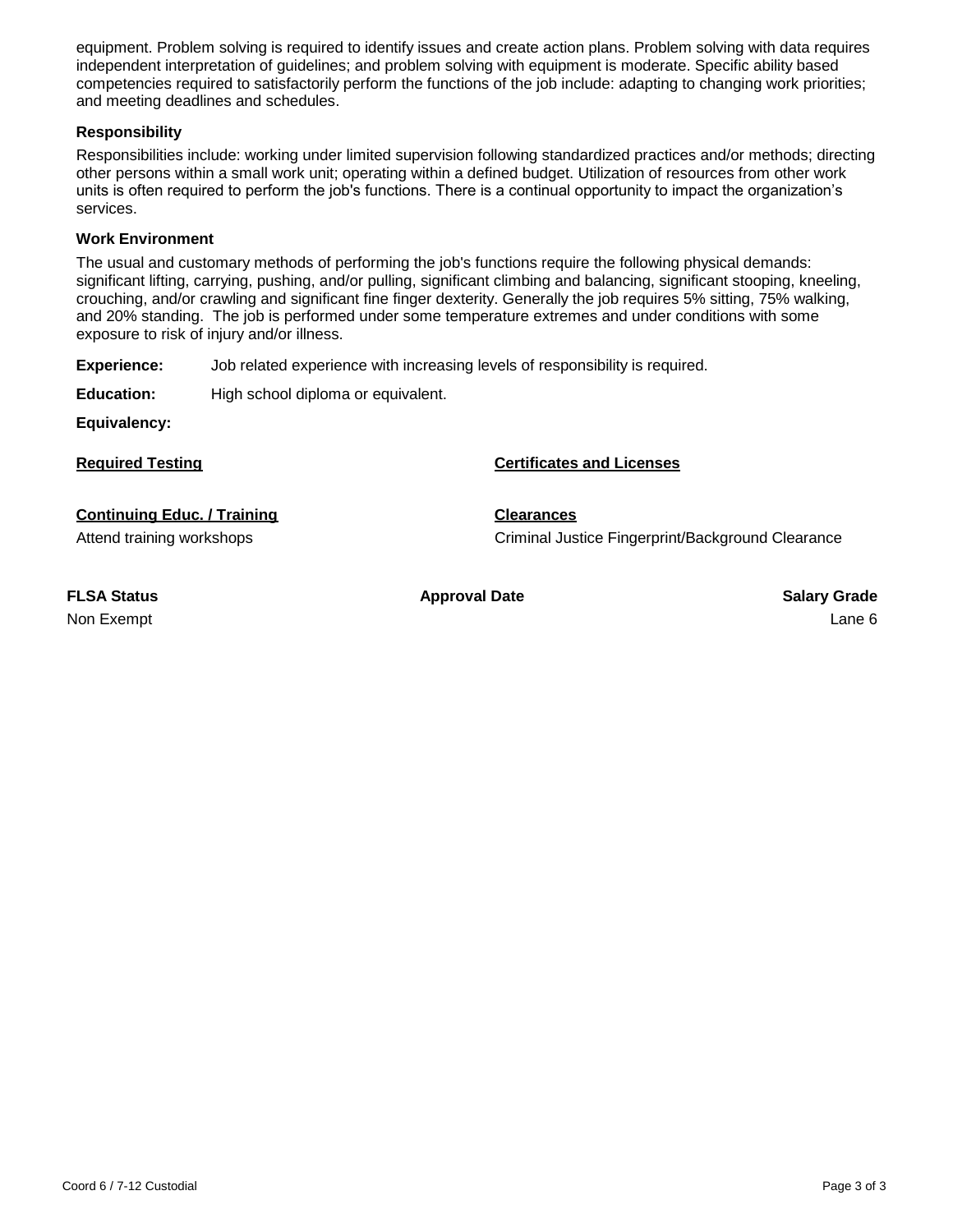equipment. Problem solving is required to identify issues and create action plans. Problem solving with data requires independent interpretation of guidelines; and problem solving with equipment is moderate. Specific ability based competencies required to satisfactorily perform the functions of the job include: adapting to changing work priorities; and meeting deadlines and schedules.

### Responsibility

Responsibilities include: working under limited supervision following standardized practices and/or methods; directing other persons within a small work unit; operating within a defined budget. Utilization of resources from other work units is often required to perform the job's functions. There is a continual opportunity to impact the organization's services.

### Work Environment

The usual and customary methods of performing the job's functions require the following physical demands: significant lifting, carrying, pushing, and/or pulling, significant climbing and balancing, significant stooping, kneeling, crouching, and/or crawling and significant fine finger dexterity. Generally the job requires 5% sitting, 75% walking, and 20% standing. The job is performed under some temperature extremes and under conditions with some exposure to risk of injury and/or illness.

**Experience:** Job related experience with increasing levels of responsibility is required.

**Education:** High school diploma or equivalent.

**Equivalency:**

**Required Testing**

**Certificates and Licenses**

**Continuing Educ. / Training**

Attend training workshops

**Clearances**

Criminal Justice Fingerprint/Background Clearance

| FLSA Status | Approval Date | Salary Grade |
| --- | --- | --- |
| Non Exempt | | Lane 6 |